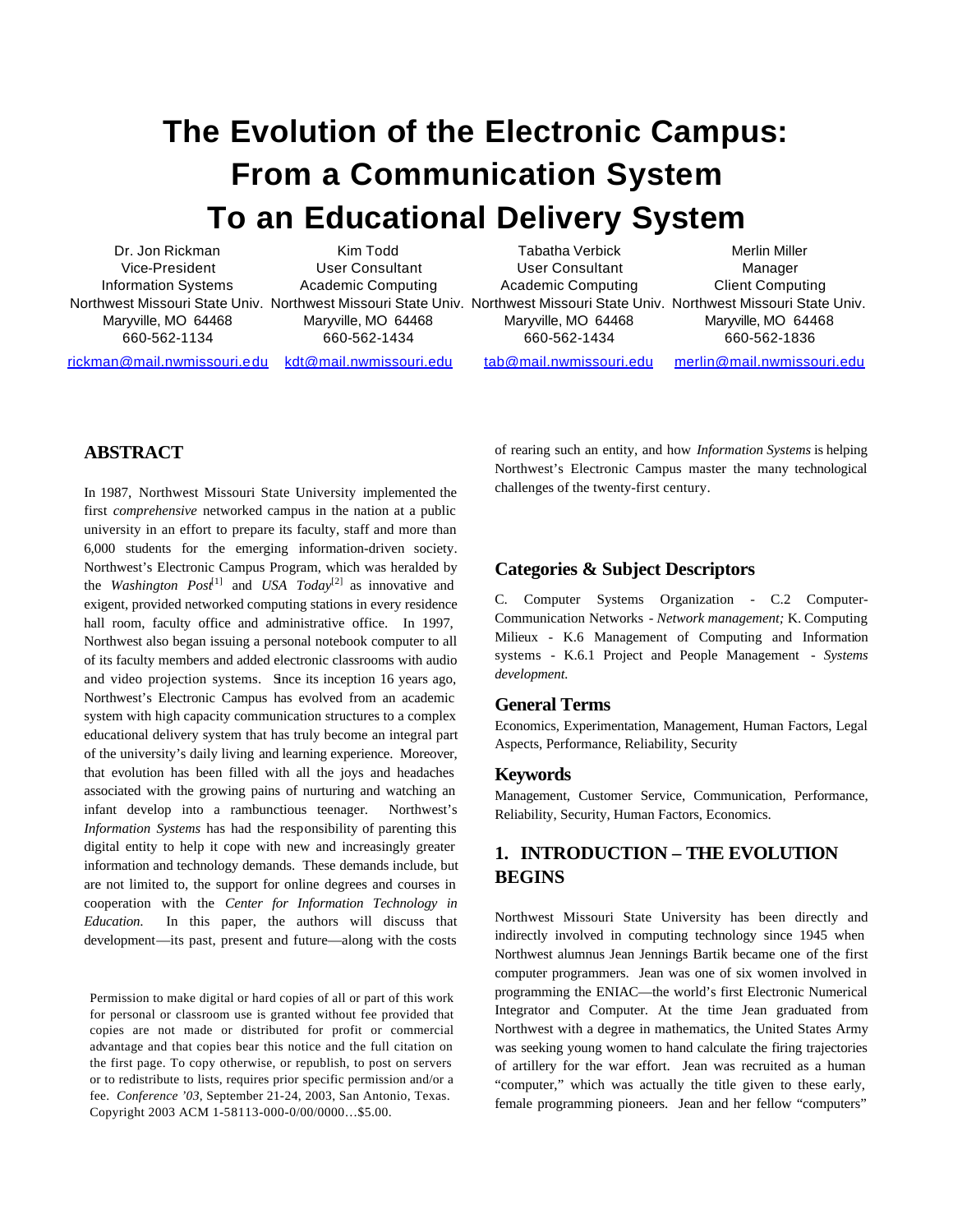# The Evolution of the Electronic Campus: From a Communication System To an Educational Delivery System

Dr. Jon Rickman
Vice-President
Information Systems
Northwest Missouri State Univ.
Maryville, MO 64468
660-562-1134
rickman@mail.nwmissouri.edu

Kim Todd
User Consultant
Academic Computing
Northwest Missouri State Univ.
Maryville, MO 64468
660-562-1434
kdt@mail.nwmissouri.edu

Tabatha Verbick
User Consultant
Academic Computing
Northwest Missouri State Univ.
Maryville, MO 64468
660-562-1434
tab@mail.nwmissouri.edu

Merlin Miller
Manager
Client Computing
Northwest Missouri State Univ.
Maryville, MO 64468
660-562-1836
merlin@mail.nwmissouri.edu

## ABSTRACT

In 1987, Northwest Missouri State University implemented the first *comprehensive* networked campus in the nation at a public university in an effort to prepare its faculty, staff and more than 6,000 students for the emerging information-driven society. Northwest's Electronic Campus Program, which was heralded by the *Washington Post*[1] and *USA Today*[2] as innovative and exigent, provided networked computing stations in every residence hall room, faculty office and administrative office. In 1997, Northwest also began issuing a personal notebook computer to all of its faculty members and added electronic classrooms with audio and video projection systems. Since its inception 16 years ago, Northwest's Electronic Campus has evolved from an academic system with high capacity communication structures to a complex educational delivery system that has truly become an integral part of the university's daily living and learning experience. Moreover, that evolution has been filled with all the joys and headaches associated with the growing pains of nurturing and watching an infant develop into a rambunctious teenager. Northwest's *Information Systems* has had the responsibility of parenting this digital entity to help it cope with new and increasingly greater information and technology demands. These demands include, but are not limited to, the support for online degrees and courses in cooperation with the *Center for Information Technology in Education.* In this paper, the authors will discuss that development—its past, present and future—along with the costs of rearing such an entity, and how *Information Systems* is helping Northwest's Electronic Campus master the many technological challenges of the twenty-first century.

Permission to make digital or hard copies of all or part of this work for personal or classroom use is granted without fee provided that copies are not made or distributed for profit or commercial advantage and that copies bear this notice and the full citation on the first page. To copy otherwise, or republish, to post on servers or to redistribute to lists, requires prior specific permission and/or a fee. *Conference '03*, September 21-24, 2003, San Antonio, Texas. Copyright 2003 ACM 1-58113-000-0/00/0000…$5.00.

## Categories & Subject Descriptors

C. Computer Systems Organization - C.2 Computer-Communication Networks - *Network management;* K. Computing Milieux - K.6 Management of Computing and Information systems - K.6.1 Project and People Management - *Systems development.*

## General Terms

Economics, Experimentation, Management, Human Factors, Legal Aspects, Performance, Reliability, Security

## Keywords

Management, Customer Service, Communication, Performance, Reliability, Security, Human Factors, Economics.

## 1. INTRODUCTION – THE EVOLUTION BEGINS

Northwest Missouri State University has been directly and indirectly involved in computing technology since 1945 when Northwest alumnus Jean Jennings Bartik became one of the first computer programmers. Jean was one of six women involved in programming the ENIAC—the world's first Electronic Numerical Integrator and Computer. At the time Jean graduated from Northwest with a degree in mathematics, the United States Army was seeking young women to hand calculate the firing trajectories of artillery for the war effort. Jean was recruited as a human "computer," which was actually the title given to these early, female programming pioneers. Jean and her fellow "computers"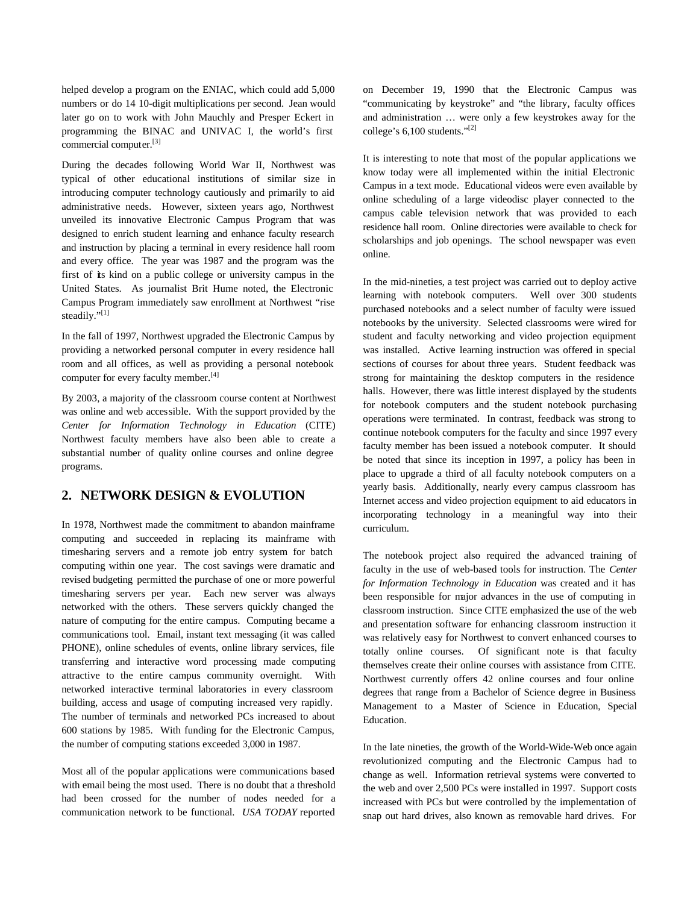helped develop a program on the ENIAC, which could add 5,000 numbers or do 14 10-digit multiplications per second. Jean would later go on to work with John Mauchly and Presper Eckert in programming the BINAC and UNIVAC I, the world's first commercial computer.[3]

During the decades following World War II, Northwest was typical of other educational institutions of similar size in introducing computer technology cautiously and primarily to aid administrative needs. However, sixteen years ago, Northwest unveiled its innovative Electronic Campus Program that was designed to enrich student learning and enhance faculty research and instruction by placing a terminal in every residence hall room and every office. The year was 1987 and the program was the first of its kind on a public college or university campus in the United States. As journalist Brit Hume noted, the Electronic Campus Program immediately saw enrollment at Northwest "rise steadily."[1]

In the fall of 1997, Northwest upgraded the Electronic Campus by providing a networked personal computer in every residence hall room and all offices, as well as providing a personal notebook computer for every faculty member.[4]

By 2003, a majority of the classroom course content at Northwest was online and web accessible. With the support provided by the *Center for Information Technology in Education* (CITE) Northwest faculty members have also been able to create a substantial number of quality online courses and online degree programs.

## 2. NETWORK DESIGN & EVOLUTION

In 1978, Northwest made the commitment to abandon mainframe computing and succeeded in replacing its mainframe with timesharing servers and a remote job entry system for batch computing within one year. The cost savings were dramatic and revised budgeting permitted the purchase of one or more powerful timesharing servers per year. Each new server was always networked with the others. These servers quickly changed the nature of computing for the entire campus. Computing became a communications tool. Email, instant text messaging (it was called PHONE), online schedules of events, online library services, file transferring and interactive word processing made computing attractive to the entire campus community overnight. With networked interactive terminal laboratories in every classroom building, access and usage of computing increased very rapidly. The number of terminals and networked PCs increased to about 600 stations by 1985. With funding for the Electronic Campus, the number of computing stations exceeded 3,000 in 1987.

Most all of the popular applications were communications based with email being the most used. There is no doubt that a threshold had been crossed for the number of nodes needed for a communication network to be functional. *USA TODAY* reported on December 19, 1990 that the Electronic Campus was "communicating by keystroke" and "the library, faculty offices and administration … were only a few keystrokes away for the college's 6,100 students."[2]

It is interesting to note that most of the popular applications we know today were all implemented within the initial Electronic Campus in a text mode. Educational videos were even available by online scheduling of a large videodisc player connected to the campus cable television network that was provided to each residence hall room. Online directories were available to check for scholarships and job openings. The school newspaper was even online.

In the mid-nineties, a test project was carried out to deploy active learning with notebook computers. Well over 300 students purchased notebooks and a select number of faculty were issued notebooks by the university. Selected classrooms were wired for student and faculty networking and video projection equipment was installed. Active learning instruction was offered in special sections of courses for about three years. Student feedback was strong for maintaining the desktop computers in the residence halls. However, there was little interest displayed by the students for notebook computers and the student notebook purchasing operations were terminated. In contrast, feedback was strong to continue notebook computers for the faculty and since 1997 every faculty member has been issued a notebook computer. It should be noted that since its inception in 1997, a policy has been in place to upgrade a third of all faculty notebook computers on a yearly basis. Additionally, nearly every campus classroom has Internet access and video projection equipment to aid educators in incorporating technology in a meaningful way into their curriculum.

The notebook project also required the advanced training of faculty in the use of web-based tools for instruction. The *Center for Information Technology in Education* was created and it has been responsible for major advances in the use of computing in classroom instruction. Since CITE emphasized the use of the web and presentation software for enhancing classroom instruction it was relatively easy for Northwest to convert enhanced courses to totally online courses. Of significant note is that faculty themselves create their online courses with assistance from CITE. Northwest currently offers 42 online courses and four online degrees that range from a Bachelor of Science degree in Business Management to a Master of Science in Education, Special Education.

In the late nineties, the growth of the World-Wide-Web once again revolutionized computing and the Electronic Campus had to change as well. Information retrieval systems were converted to the web and over 2,500 PCs were installed in 1997. Support costs increased with PCs but were controlled by the implementation of snap out hard drives, also known as removable hard drives. For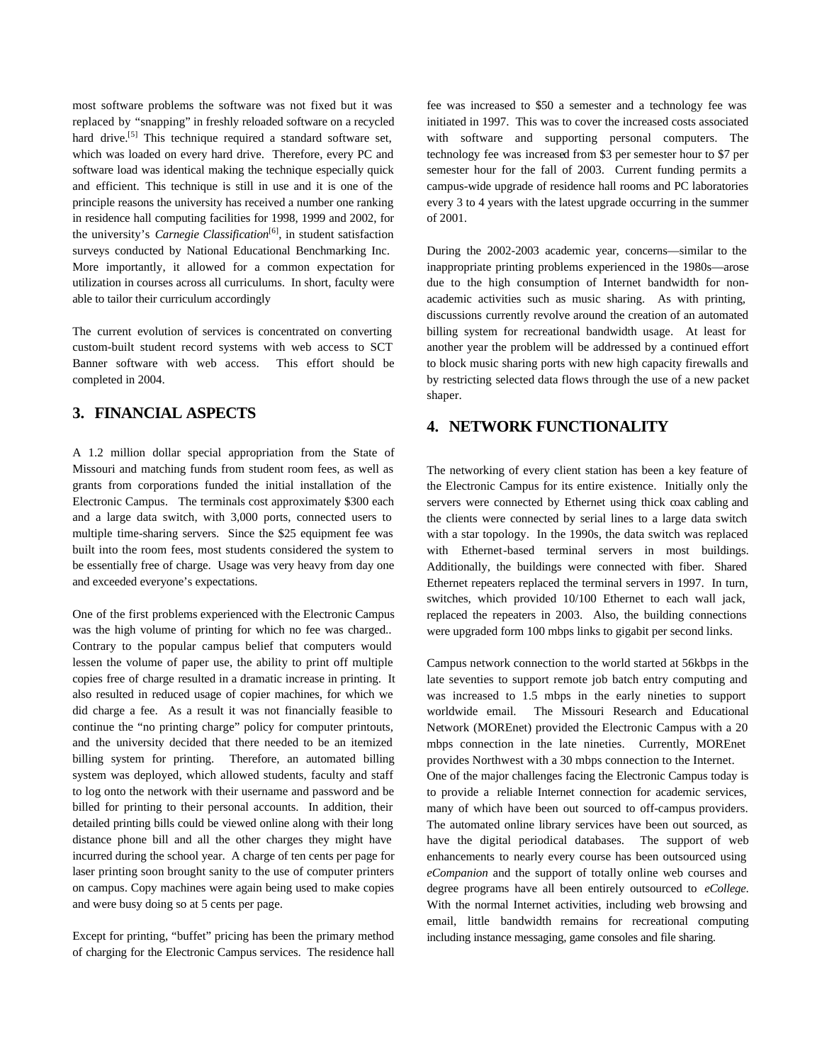most software problems the software was not fixed but it was replaced by "snapping" in freshly reloaded software on a recycled hard drive.[5] This technique required a standard software set, which was loaded on every hard drive. Therefore, every PC and software load was identical making the technique especially quick and efficient. This technique is still in use and it is one of the principle reasons the university has received a number one ranking in residence hall computing facilities for 1998, 1999 and 2002, for the university's *Carnegie Classification*[6], in student satisfaction surveys conducted by National Educational Benchmarking Inc. More importantly, it allowed for a common expectation for utilization in courses across all curriculums. In short, faculty were able to tailor their curriculum accordingly

The current evolution of services is concentrated on converting custom-built student record systems with web access to SCT Banner software with web access. This effort should be completed in 2004.

## 3. FINANCIAL ASPECTS

A 1.2 million dollar special appropriation from the State of Missouri and matching funds from student room fees, as well as grants from corporations funded the initial installation of the Electronic Campus. The terminals cost approximately $300 each and a large data switch, with 3,000 ports, connected users to multiple time-sharing servers. Since the $25 equipment fee was built into the room fees, most students considered the system to be essentially free of charge. Usage was very heavy from day one and exceeded everyone's expectations.

One of the first problems experienced with the Electronic Campus was the high volume of printing for which no fee was charged.. Contrary to the popular campus belief that computers would lessen the volume of paper use, the ability to print off multiple copies free of charge resulted in a dramatic increase in printing. It also resulted in reduced usage of copier machines, for which we did charge a fee. As a result it was not financially feasible to continue the "no printing charge" policy for computer printouts, and the university decided that there needed to be an itemized billing system for printing. Therefore, an automated billing system was deployed, which allowed students, faculty and staff to log onto the network with their username and password and be billed for printing to their personal accounts. In addition, their detailed printing bills could be viewed online along with their long distance phone bill and all the other charges they might have incurred during the school year. A charge of ten cents per page for laser printing soon brought sanity to the use of computer printers on campus. Copy machines were again being used to make copies and were busy doing so at 5 cents per page.

Except for printing, "buffet" pricing has been the primary method of charging for the Electronic Campus services. The residence hall fee was increased to $50 a semester and a technology fee was initiated in 1997. This was to cover the increased costs associated with software and supporting personal computers. The technology fee was increased from $3 per semester hour to $7 per semester hour for the fall of 2003. Current funding permits a campus-wide upgrade of residence hall rooms and PC laboratories every 3 to 4 years with the latest upgrade occurring in the summer of 2001.

During the 2002-2003 academic year, concerns—similar to the inappropriate printing problems experienced in the 1980s—arose due to the high consumption of Internet bandwidth for non-academic activities such as music sharing. As with printing, discussions currently revolve around the creation of an automated billing system for recreational bandwidth usage. At least for another year the problem will be addressed by a continued effort to block music sharing ports with new high capacity firewalls and by restricting selected data flows through the use of a new packet shaper.

## 4. NETWORK FUNCTIONALITY

The networking of every client station has been a key feature of the Electronic Campus for its entire existence. Initially only the servers were connected by Ethernet using thick coax cabling and the clients were connected by serial lines to a large data switch with a star topology. In the 1990s, the data switch was replaced with Ethernet-based terminal servers in most buildings. Additionally, the buildings were connected with fiber. Shared Ethernet repeaters replaced the terminal servers in 1997. In turn, switches, which provided 10/100 Ethernet to each wall jack, replaced the repeaters in 2003. Also, the building connections were upgraded form 100 mbps links to gigabit per second links.

Campus network connection to the world started at 56kbps in the late seventies to support remote job batch entry computing and was increased to 1.5 mbps in the early nineties to support worldwide email. The Missouri Research and Educational Network (MOREnet) provided the Electronic Campus with a 20 mbps connection in the late nineties. Currently, MOREnet provides Northwest with a 30 mbps connection to the Internet. One of the major challenges facing the Electronic Campus today is to provide a reliable Internet connection for academic services, many of which have been out sourced to off-campus providers. The automated online library services have been out sourced, as have the digital periodical databases. The support of web enhancements to nearly every course has been outsourced using *eCompanion* and the support of totally online web courses and degree programs have all been entirely outsourced to *eCollege*. With the normal Internet activities, including web browsing and email, little bandwidth remains for recreational computing including instance messaging, game consoles and file sharing.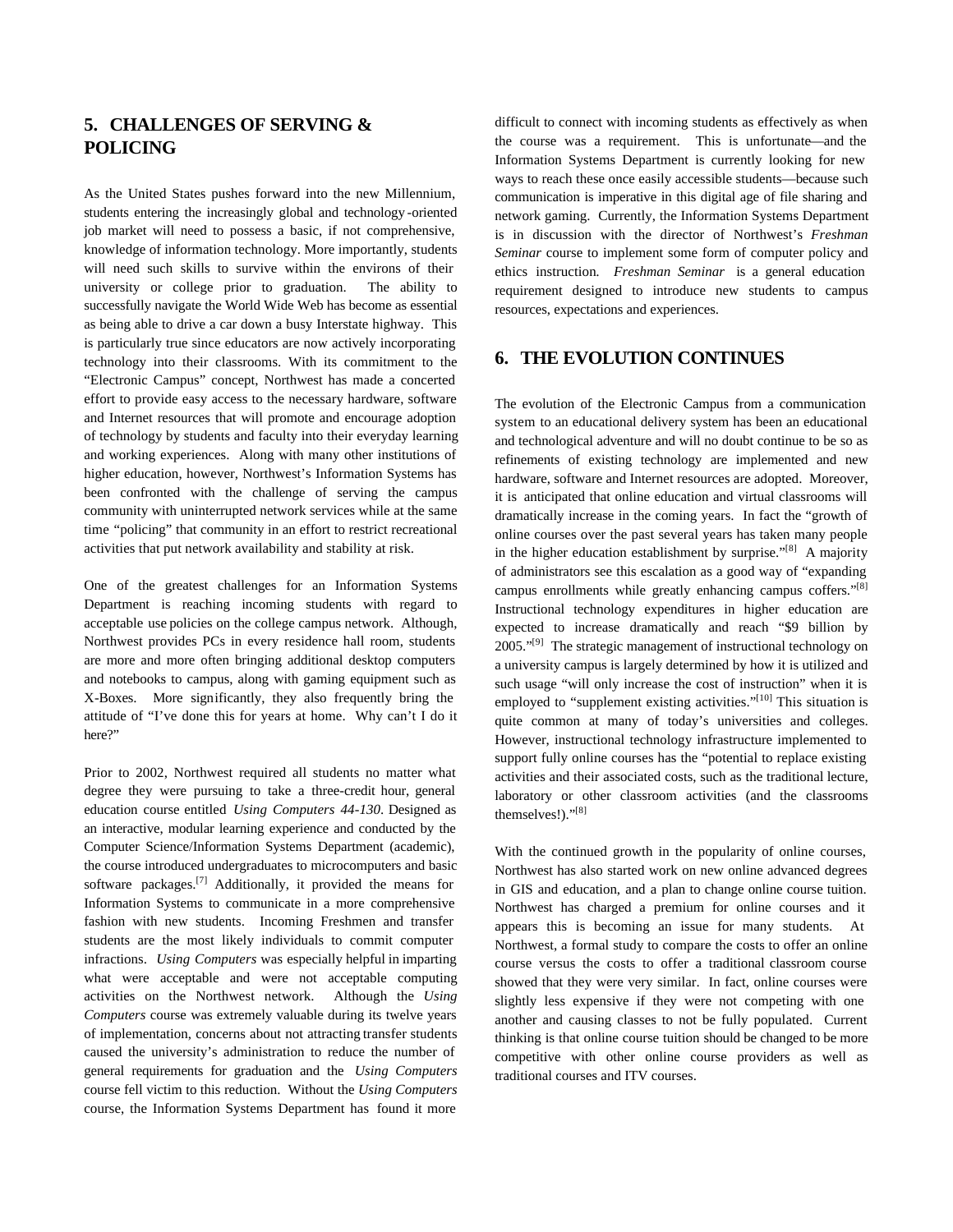## 5. CHALLENGES OF SERVING & POLICING

As the United States pushes forward into the new Millennium, students entering the increasingly global and technology-oriented job market will need to possess a basic, if not comprehensive, knowledge of information technology. More importantly, students will need such skills to survive within the environs of their university or college prior to graduation. The ability to successfully navigate the World Wide Web has become as essential as being able to drive a car down a busy Interstate highway. This is particularly true since educators are now actively incorporating technology into their classrooms. With its commitment to the "Electronic Campus" concept, Northwest has made a concerted effort to provide easy access to the necessary hardware, software and Internet resources that will promote and encourage adoption of technology by students and faculty into their everyday learning and working experiences. Along with many other institutions of higher education, however, Northwest's Information Systems has been confronted with the challenge of serving the campus community with uninterrupted network services while at the same time "policing" that community in an effort to restrict recreational activities that put network availability and stability at risk.

One of the greatest challenges for an Information Systems Department is reaching incoming students with regard to acceptable use policies on the college campus network. Although, Northwest provides PCs in every residence hall room, students are more and more often bringing additional desktop computers and notebooks to campus, along with gaming equipment such as X-Boxes. More significantly, they also frequently bring the attitude of "I've done this for years at home. Why can't I do it here?"

Prior to 2002, Northwest required all students no matter what degree they were pursuing to take a three-credit hour, general education course entitled *Using Computers 44-130*. Designed as an interactive, modular learning experience and conducted by the Computer Science/Information Systems Department (academic), the course introduced undergraduates to microcomputers and basic software packages.[7] Additionally, it provided the means for Information Systems to communicate in a more comprehensive fashion with new students. Incoming Freshmen and transfer students are the most likely individuals to commit computer infractions. *Using Computers* was especially helpful in imparting what were acceptable and were not acceptable computing activities on the Northwest network. Although the *Using Computers* course was extremely valuable during its twelve years of implementation, concerns about not attracting transfer students caused the university's administration to reduce the number of general requirements for graduation and the *Using Computers* course fell victim to this reduction. Without the *Using Computers* course, the Information Systems Department has found it more difficult to connect with incoming students as effectively as when the course was a requirement. This is unfortunate—and the Information Systems Department is currently looking for new ways to reach these once easily accessible students—because such communication is imperative in this digital age of file sharing and network gaming. Currently, the Information Systems Department is in discussion with the director of Northwest's *Freshman Seminar* course to implement some form of computer policy and ethics instruction. *Freshman Seminar* is a general education requirement designed to introduce new students to campus resources, expectations and experiences.

## 6. THE EVOLUTION CONTINUES

The evolution of the Electronic Campus from a communication system to an educational delivery system has been an educational and technological adventure and will no doubt continue to be so as refinements of existing technology are implemented and new hardware, software and Internet resources are adopted. Moreover, it is anticipated that online education and virtual classrooms will dramatically increase in the coming years. In fact the "growth of online courses over the past several years has taken many people in the higher education establishment by surprise."[8] A majority of administrators see this escalation as a good way of "expanding campus enrollments while greatly enhancing campus coffers."[8] Instructional technology expenditures in higher education are expected to increase dramatically and reach "$9 billion by 2005."[9] The strategic management of instructional technology on a university campus is largely determined by how it is utilized and such usage "will only increase the cost of instruction" when it is employed to "supplement existing activities."[10] This situation is quite common at many of today's universities and colleges. However, instructional technology infrastructure implemented to support fully online courses has the "potential to replace existing activities and their associated costs, such as the traditional lecture, laboratory or other classroom activities (and the classrooms themselves!)."[8]

With the continued growth in the popularity of online courses, Northwest has also started work on new online advanced degrees in GIS and education, and a plan to change online course tuition. Northwest has charged a premium for online courses and it appears this is becoming an issue for many students. At Northwest, a formal study to compare the costs to offer an online course versus the costs to offer a traditional classroom course showed that they were very similar. In fact, online courses were slightly less expensive if they were not competing with one another and causing classes to not be fully populated. Current thinking is that online course tuition should be changed to be more competitive with other online course providers as well as traditional courses and ITV courses.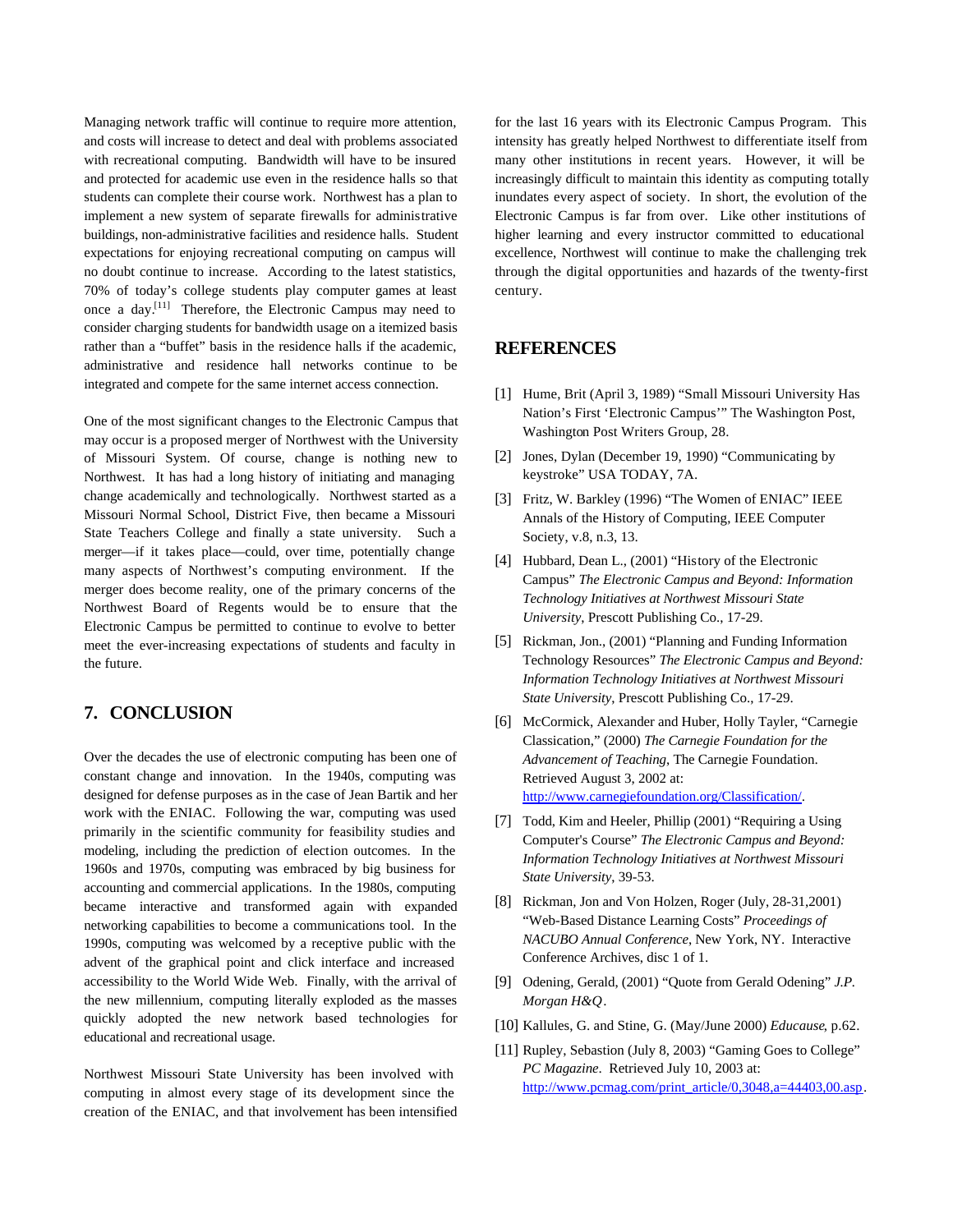Managing network traffic will continue to require more attention, and costs will increase to detect and deal with problems associated with recreational computing. Bandwidth will have to be insured and protected for academic use even in the residence halls so that students can complete their course work. Northwest has a plan to implement a new system of separate firewalls for administrative buildings, non-administrative facilities and residence halls. Student expectations for enjoying recreational computing on campus will no doubt continue to increase. According to the latest statistics, 70% of today's college students play computer games at least once a day.[11] Therefore, the Electronic Campus may need to consider charging students for bandwidth usage on a itemized basis rather than a "buffet" basis in the residence halls if the academic, administrative and residence hall networks continue to be integrated and compete for the same internet access connection.

One of the most significant changes to the Electronic Campus that may occur is a proposed merger of Northwest with the University of Missouri System. Of course, change is nothing new to Northwest. It has had a long history of initiating and managing change academically and technologically. Northwest started as a Missouri Normal School, District Five, then became a Missouri State Teachers College and finally a state university. Such a merger—if it takes place—could, over time, potentially change many aspects of Northwest's computing environment. If the merger does become reality, one of the primary concerns of the Northwest Board of Regents would be to ensure that the Electronic Campus be permitted to continue to evolve to better meet the ever-increasing expectations of students and faculty in the future.

## 7. CONCLUSION

Over the decades the use of electronic computing has been one of constant change and innovation. In the 1940s, computing was designed for defense purposes as in the case of Jean Bartik and her work with the ENIAC. Following the war, computing was used primarily in the scientific community for feasibility studies and modeling, including the prediction of election outcomes. In the 1960s and 1970s, computing was embraced by big business for accounting and commercial applications. In the 1980s, computing became interactive and transformed again with expanded networking capabilities to become a communications tool. In the 1990s, computing was welcomed by a receptive public with the advent of the graphical point and click interface and increased accessibility to the World Wide Web. Finally, with the arrival of the new millennium, computing literally exploded as the masses quickly adopted the new network based technologies for educational and recreational usage.

Northwest Missouri State University has been involved with computing in almost every stage of its development since the creation of the ENIAC, and that involvement has been intensified for the last 16 years with its Electronic Campus Program. This intensity has greatly helped Northwest to differentiate itself from many other institutions in recent years. However, it will be increasingly difficult to maintain this identity as computing totally inundates every aspect of society. In short, the evolution of the Electronic Campus is far from over. Like other institutions of higher learning and every instructor committed to educational excellence, Northwest will continue to make the challenging trek through the digital opportunities and hazards of the twenty-first century.

## REFERENCES

[1] Hume, Brit (April 3, 1989) "Small Missouri University Has Nation's First 'Electronic Campus'" The Washington Post, Washington Post Writers Group, 28.

[2] Jones, Dylan (December 19, 1990) "Communicating by keystroke" USA TODAY, 7A.

[3] Fritz, W. Barkley (1996) "The Women of ENIAC" IEEE Annals of the History of Computing, IEEE Computer Society, v.8, n.3, 13.

[4] Hubbard, Dean L., (2001) "History of the Electronic Campus" *The Electronic Campus and Beyond: Information Technology Initiatives at Northwest Missouri State University*, Prescott Publishing Co., 17-29.

[5] Rickman, Jon., (2001) "Planning and Funding Information Technology Resources" *The Electronic Campus and Beyond: Information Technology Initiatives at Northwest Missouri State University*, Prescott Publishing Co., 17-29.

[6] McCormick, Alexander and Huber, Holly Tayler, "Carnegie Classication," (2000) *The Carnegie Foundation for the Advancement of Teaching*, The Carnegie Foundation. Retrieved August 3, 2002 at: http://www.carnegiefoundation.org/Classification/.

[7] Todd, Kim and Heeler, Phillip (2001) "Requiring a Using Computer's Course" *The Electronic Campus and Beyond: Information Technology Initiatives at Northwest Missouri State University*, 39-53.

[8] Rickman, Jon and Von Holzen, Roger (July, 28-31,2001) "Web-Based Distance Learning Costs" *Proceedings of NACUBO Annual Conference*, New York, NY. Interactive Conference Archives, disc 1 of 1.

[9] Odening, Gerald, (2001) "Quote from Gerald Odening" *J.P. Morgan H&Q*.

[10] Kallules, G. and Stine, G. (May/June 2000) *Educause*, p.62.

[11] Rupley, Sebastion (July 8, 2003) "Gaming Goes to College" *PC Magazine*. Retrieved July 10, 2003 at: http://www.pcmag.com/print_article/0,3048,a=44403,00.asp.